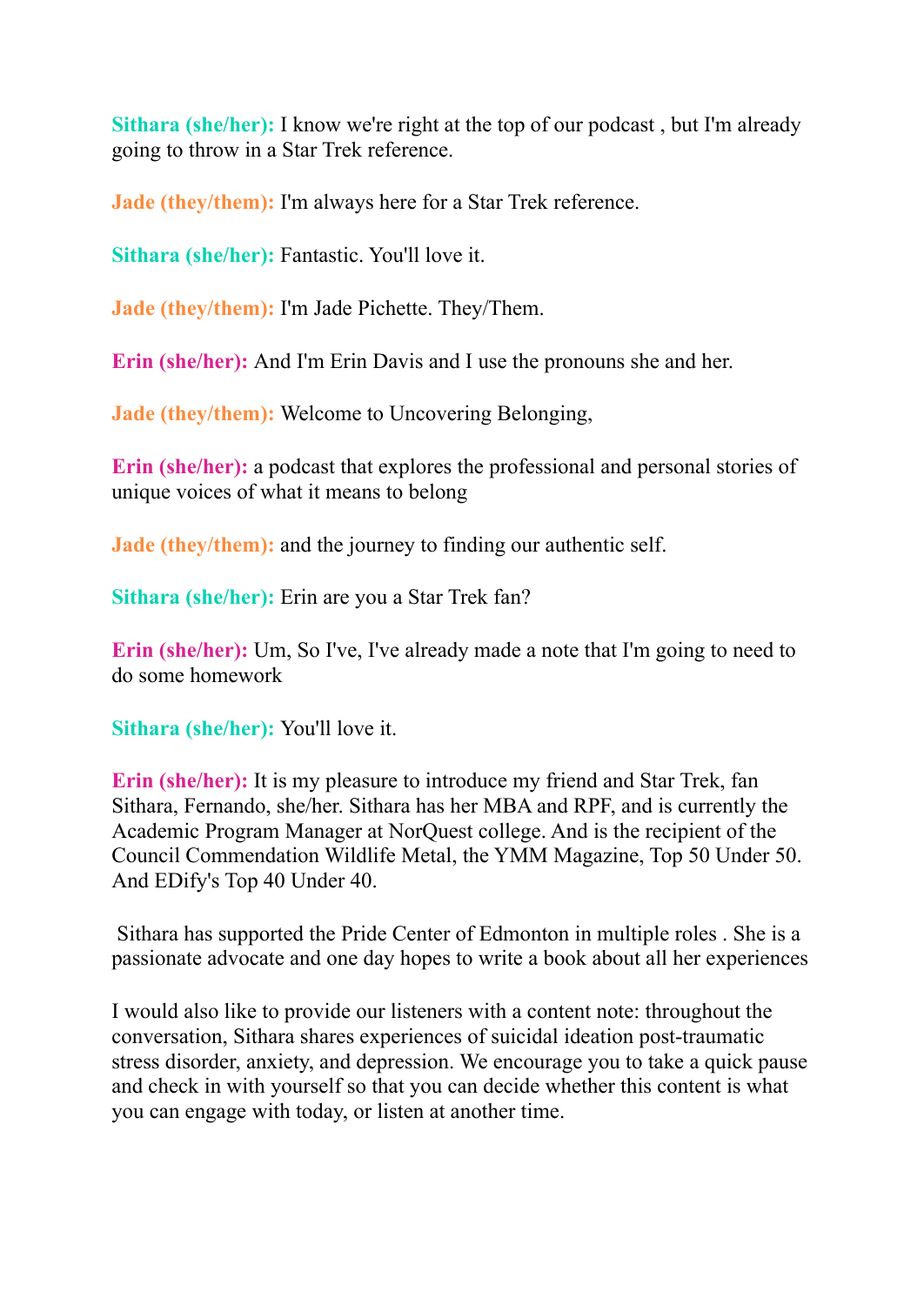**Sithara (she/her):** I know we're right at the top of our podcast , but I'm already going to throw in a Star Trek reference.

**Jade (they/them):** I'm always here for a Star Trek reference.

**Sithara (she/her):** Fantastic. You'll love it.

**Jade (they/them):** I'm Jade Pichette. They/Them.

**Erin (she/her):** And I'm Erin Davis and I use the pronouns she and her.

**Jade (they/them):** Welcome to Uncovering Belonging,

**Erin (she/her):** a podcast that explores the professional and personal stories of unique voices of what it means to belong

**Jade (they/them):** and the journey to finding our authentic self.

**Sithara (she/her):** Erin are you a Star Trek fan?

**Erin (she/her):** Um, So I've, I've already made a note that I'm going to need to do some homework

**Sithara (she/her):** You'll love it.

**Erin (she/her):** It is my pleasure to introduce my friend and Star Trek, fan Sithara, Fernando, she/her. Sithara has her MBA and RPF, and is currently the Academic Program Manager at NorQuest college. And is the recipient of the Council Commendation Wildlife Metal, the YMM Magazine, Top 50 Under 50. And EDify's Top 40 Under 40.

Sithara has supported the Pride Center of Edmonton in multiple roles . She is a passionate advocate and one day hopes to write a book about all her experiences

I would also like to provide our listeners with a content note: throughout the conversation, Sithara shares experiences of suicidal ideation post-traumatic stress disorder, anxiety, and depression. We encourage you to take a quick pause and check in with yourself so that you can decide whether this content is what you can engage with today, or listen at another time.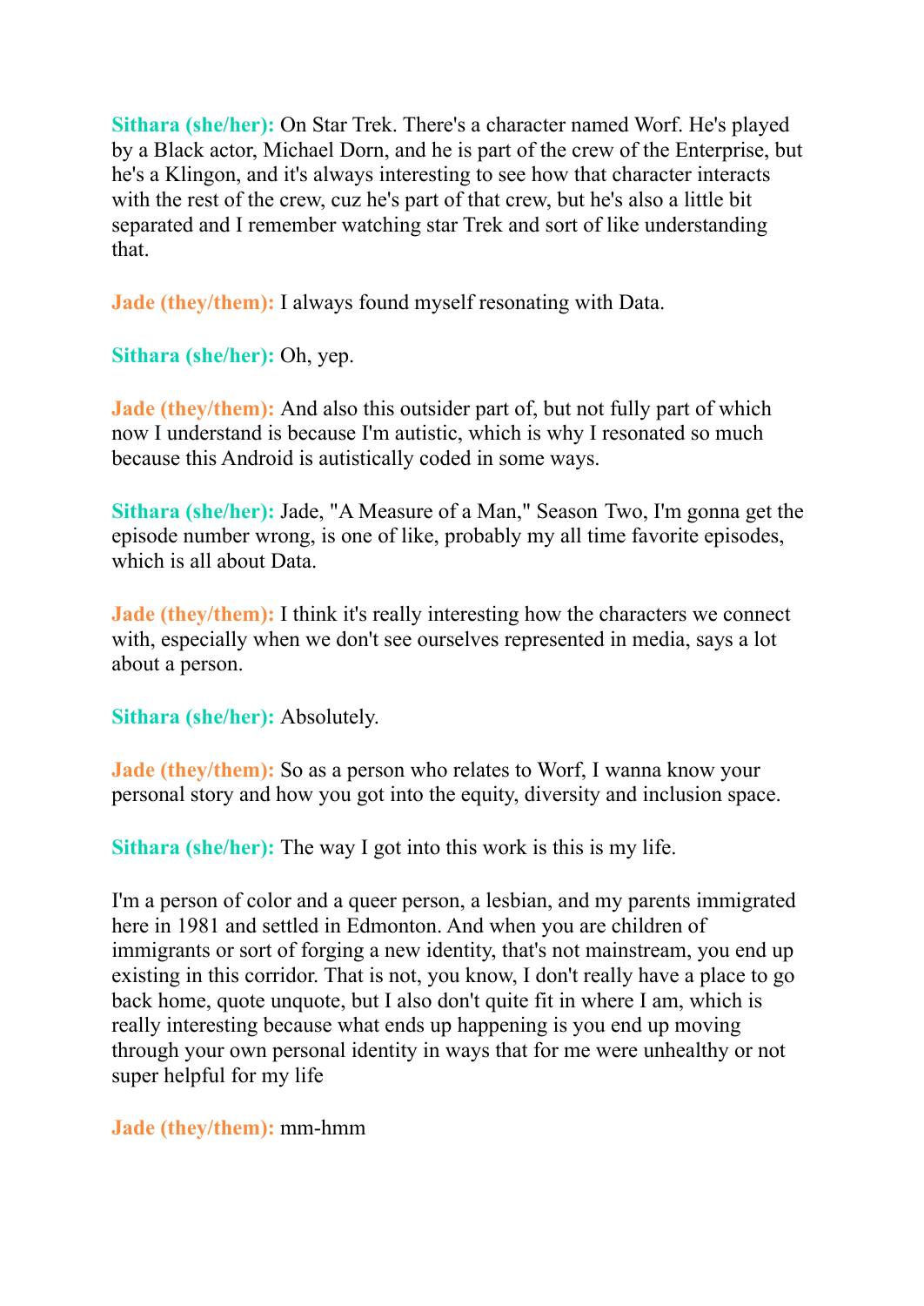**Sithara (she/her):** On Star Trek. There's a character named Worf. He's played by a Black actor, Michael Dorn, and he is part of the crew of the Enterprise, but he's a Klingon, and it's always interesting to see how that character interacts with the rest of the crew, cuz he's part of that crew, but he's also a little bit separated and I remember watching star Trek and sort of like understanding that.

**Jade (they/them):** I always found myself resonating with Data.

**Sithara (she/her):** Oh, yep.

**Jade (they/them):** And also this outsider part of, but not fully part of which now I understand is because I'm autistic, which is why I resonated so much because this Android is autistically coded in some ways.

**Sithara (she/her):** Jade, "A Measure of a Man," Season Two, I'm gonna get the episode number wrong, is one of like, probably my all time favorite episodes, which is all about Data.

**Jade (they/them):** I think it's really interesting how the characters we connect with, especially when we don't see ourselves represented in media, says a lot about a person.

**Sithara (she/her):** Absolutely.

**Jade (they/them):** So as a person who relates to Worf, I wanna know your personal story and how you got into the equity, diversity and inclusion space.

**Sithara (she/her):** The way I got into this work is this is my life.

I'm a person of color and a queer person, a lesbian, and my parents immigrated here in 1981 and settled in Edmonton. And when you are children of immigrants or sort of forging a new identity, that's not mainstream, you end up existing in this corridor. That is not, you know, I don't really have a place to go back home, quote unquote, but I also don't quite fit in where I am, which is really interesting because what ends up happening is you end up moving through your own personal identity in ways that for me were unhealthy or not super helpful for my life

**Jade (they/them):** mm-hmm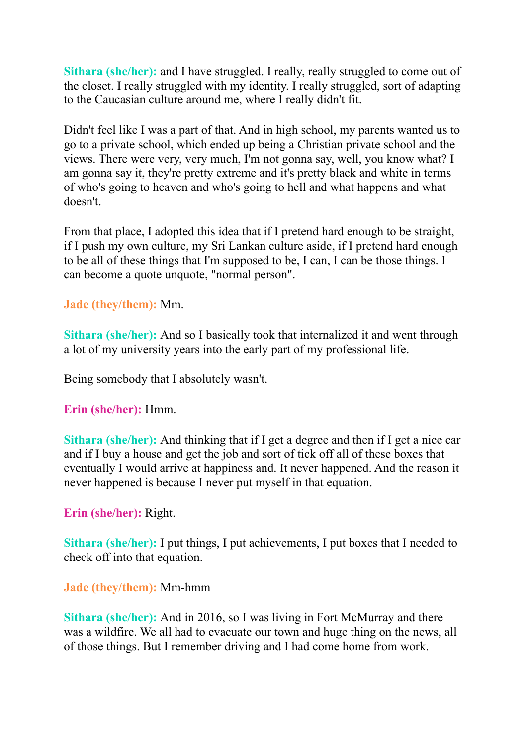**Sithara (she/her):** and I have struggled. I really, really struggled to come out of the closet. I really struggled with my identity. I really struggled, sort of adapting to the Caucasian culture around me, where I really didn't fit.

Didn't feel like I was a part of that. And in high school, my parents wanted us to go to a private school, which ended up being a Christian private school and the views. There were very, very much, I'm not gonna say, well, you know what? I am gonna say it, they're pretty extreme and it's pretty black and white in terms of who's going to heaven and who's going to hell and what happens and what doesn't.

From that place, I adopted this idea that if I pretend hard enough to be straight, if I push my own culture, my Sri Lankan culture aside, if I pretend hard enough to be all of these things that I'm supposed to be, I can, I can be those things. I can become a quote unquote, "normal person".

**Jade (they/them):** Mm.

**Sithara (she/her):** And so I basically took that internalized it and went through a lot of my university years into the early part of my professional life.

Being somebody that I absolutely wasn't.

**Erin (she/her):** Hmm.

**Sithara (she/her):** And thinking that if I get a degree and then if I get a nice car and if I buy a house and get the job and sort of tick off all of these boxes that eventually I would arrive at happiness and. It never happened. And the reason it never happened is because I never put myself in that equation.

**Erin (she/her):** Right.

**Sithara (she/her):** I put things, I put achievements, I put boxes that I needed to check off into that equation.

**Jade (they/them):** Mm-hmm

**Sithara (she/her):** And in 2016, so I was living in Fort McMurray and there was a wildfire. We all had to evacuate our town and huge thing on the news, all of those things. But I remember driving and I had come home from work.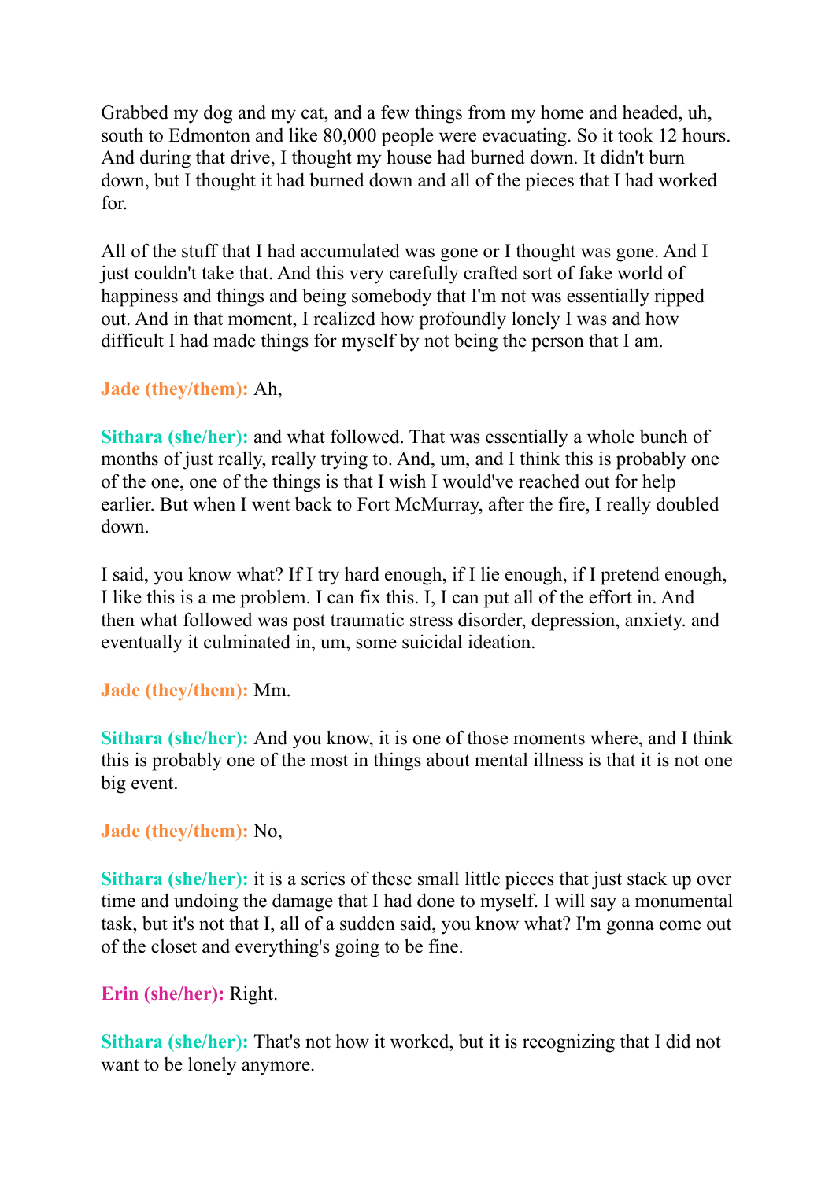Grabbed my dog and my cat, and a few things from my home and headed, uh, south to Edmonton and like 80,000 people were evacuating. So it took 12 hours. And during that drive, I thought my house had burned down. It didn't burn down, but I thought it had burned down and all of the pieces that I had worked for.

All of the stuff that I had accumulated was gone or I thought was gone. And I just couldn't take that. And this very carefully crafted sort of fake world of happiness and things and being somebody that I'm not was essentially ripped out. And in that moment, I realized how profoundly lonely I was and how difficult I had made things for myself by not being the person that I am.

**Jade (they/them):** Ah,

**Sithara (she/her):** and what followed. That was essentially a whole bunch of months of just really, really trying to. And, um, and I think this is probably one of the one, one of the things is that I wish I would've reached out for help earlier. But when I went back to Fort McMurray, after the fire, I really doubled down.

I said, you know what? If I try hard enough, if I lie enough, if I pretend enough, I like this is a me problem. I can fix this. I, I can put all of the effort in. And then what followed was post traumatic stress disorder, depression, anxiety. and eventually it culminated in, um, some suicidal ideation.

**Jade (they/them):** Mm.

**Sithara (she/her):** And you know, it is one of those moments where, and I think this is probably one of the most in things about mental illness is that it is not one big event.

**Jade (they/them):** No,

**Sithara (she/her):** it is a series of these small little pieces that just stack up over time and undoing the damage that I had done to myself. I will say a monumental task, but it's not that I, all of a sudden said, you know what? I'm gonna come out of the closet and everything's going to be fine.

**Erin (she/her):** Right.

**Sithara (she/her):** That's not how it worked, but it is recognizing that I did not want to be lonely anymore.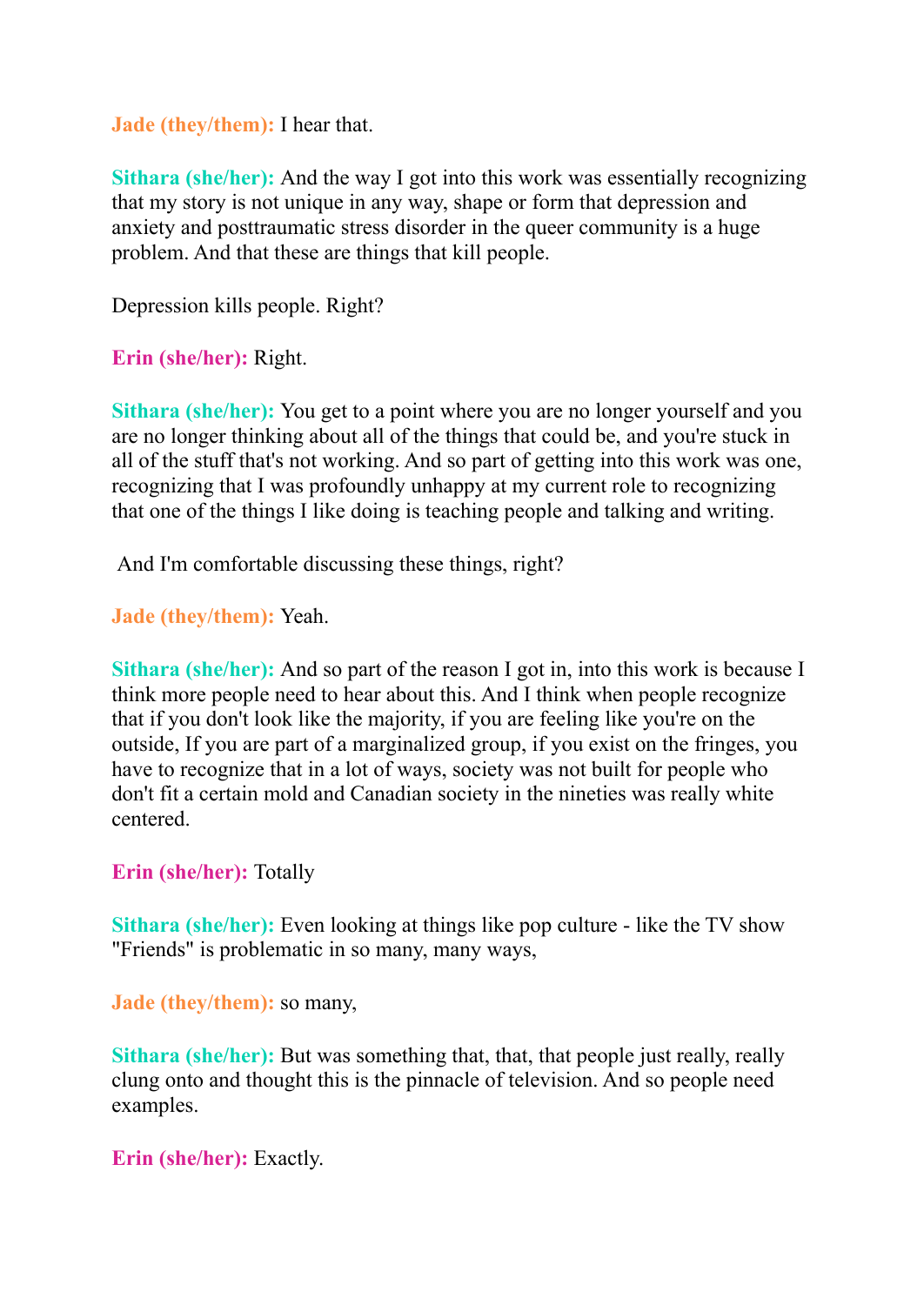**Jade (they/them):** I hear that.

**Sithara (she/her):** And the way I got into this work was essentially recognizing that my story is not unique in any way, shape or form that depression and anxiety and posttraumatic stress disorder in the queer community is a huge problem. And that these are things that kill people.

Depression kills people. Right?

**Erin (she/her):** Right.

**Sithara (she/her):** You get to a point where you are no longer yourself and you are no longer thinking about all of the things that could be, and you're stuck in all of the stuff that's not working. And so part of getting into this work was one, recognizing that I was profoundly unhappy at my current role to recognizing that one of the things I like doing is teaching people and talking and writing.

And I'm comfortable discussing these things, right?

**Jade (they/them):** Yeah.

**Sithara (she/her):** And so part of the reason I got in, into this work is because I think more people need to hear about this. And I think when people recognize that if you don't look like the majority, if you are feeling like you're on the outside, If you are part of a marginalized group, if you exist on the fringes, you have to recognize that in a lot of ways, society was not built for people who don't fit a certain mold and Canadian society in the nineties was really white centered.

**Erin (she/her):** Totally

**Sithara (she/her):** Even looking at things like pop culture - like the TV show "Friends" is problematic in so many, many ways,

**Jade (they/them):** so many,

**Sithara (she/her):** But was something that, that, that people just really, really clung onto and thought this is the pinnacle of television. And so people need examples.

**Erin (she/her):** Exactly.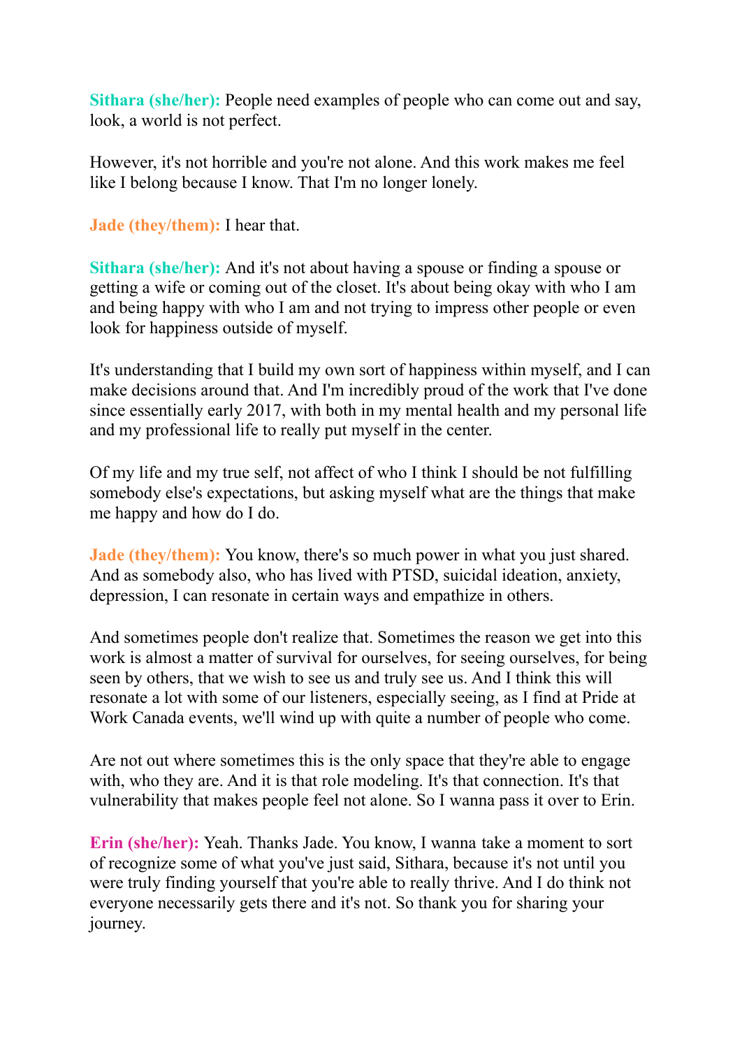**Sithara (she/her):** People need examples of people who can come out and say, look, a world is not perfect.

However, it's not horrible and you're not alone. And this work makes me feel like I belong because I know. That I'm no longer lonely.

**Jade (they/them):** I hear that.

**Sithara (she/her):** And it's not about having a spouse or finding a spouse or getting a wife or coming out of the closet. It's about being okay with who I am and being happy with who I am and not trying to impress other people or even look for happiness outside of myself.

It's understanding that I build my own sort of happiness within myself, and I can make decisions around that. And I'm incredibly proud of the work that I've done since essentially early 2017, with both in my mental health and my personal life and my professional life to really put myself in the center.

Of my life and my true self, not affect of who I think I should be not fulfilling somebody else's expectations, but asking myself what are the things that make me happy and how do I do.

**Jade (they/them):** You know, there's so much power in what you just shared. And as somebody also, who has lived with PTSD, suicidal ideation, anxiety, depression, I can resonate in certain ways and empathize in others.

And sometimes people don't realize that. Sometimes the reason we get into this work is almost a matter of survival for ourselves, for seeing ourselves, for being seen by others, that we wish to see us and truly see us. And I think this will resonate a lot with some of our listeners, especially seeing, as I find at Pride at Work Canada events, we'll wind up with quite a number of people who come.

Are not out where sometimes this is the only space that they're able to engage with, who they are. And it is that role modeling. It's that connection. It's that vulnerability that makes people feel not alone. So I wanna pass it over to Erin.

**Erin (she/her):** Yeah. Thanks Jade. You know, I wanna take a moment to sort of recognize some of what you've just said, Sithara, because it's not until you were truly finding yourself that you're able to really thrive. And I do think not everyone necessarily gets there and it's not. So thank you for sharing your journey.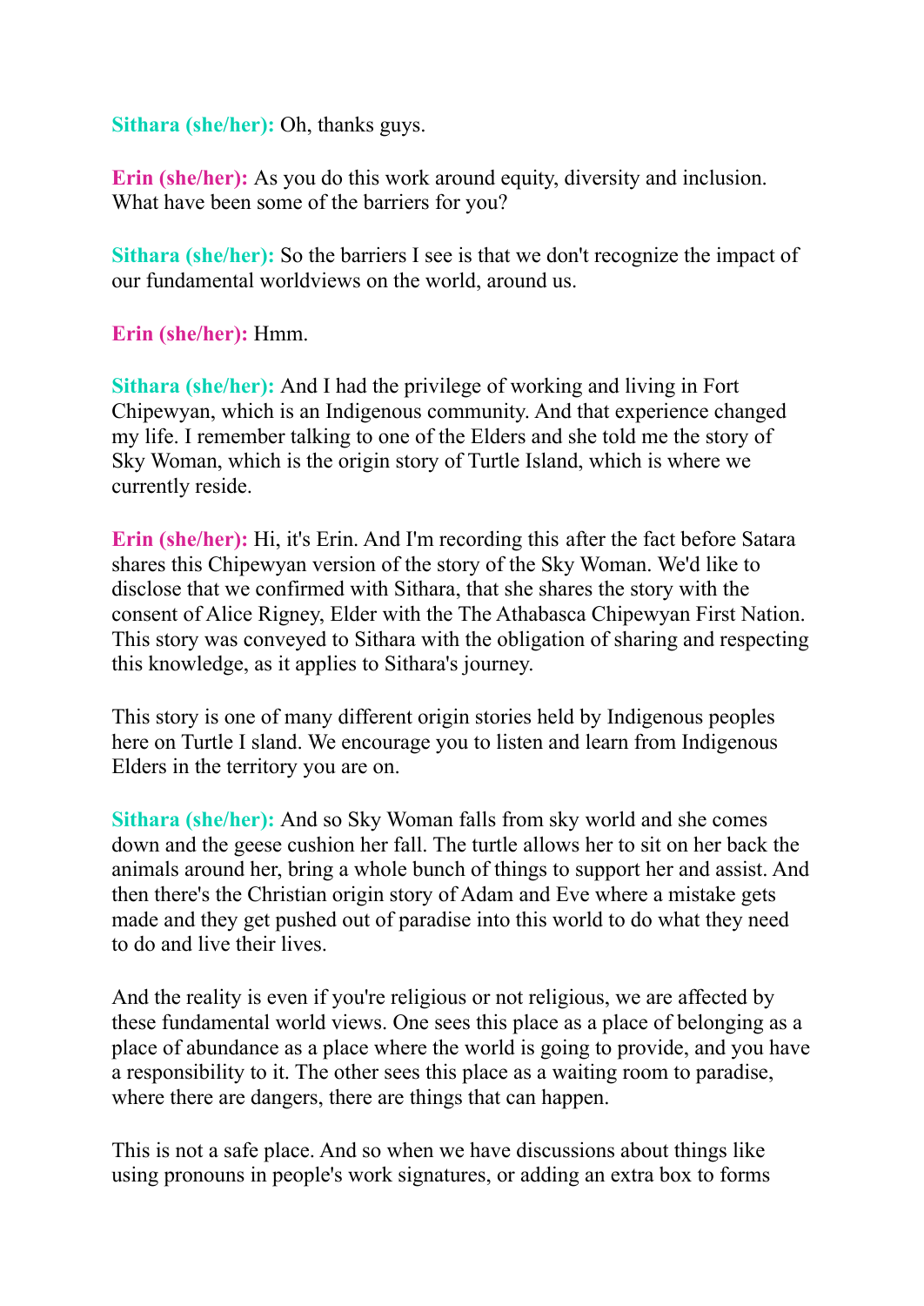**Sithara (she/her):** Oh, thanks guys.

**Erin (she/her):** As you do this work around equity, diversity and inclusion. What have been some of the barriers for you?

**Sithara (she/her):** So the barriers I see is that we don't recognize the impact of our fundamental worldviews on the world, around us.

**Erin (she/her):** Hmm.

**Sithara (she/her):** And I had the privilege of working and living in Fort Chipewyan, which is an Indigenous community. And that experience changed my life. I remember talking to one of the Elders and she told me the story of Sky Woman, which is the origin story of Turtle Island, which is where we currently reside.

**Erin (she/her):** Hi, it's Erin. And I'm recording this after the fact before Satara shares this Chipewyan version of the story of the Sky Woman. We'd like to disclose that we confirmed with Sithara, that she shares the story with the consent of Alice Rigney, Elder with the The Athabasca Chipewyan First Nation. This story was conveyed to Sithara with the obligation of sharing and respecting this knowledge, as it applies to Sithara's journey.

This story is one of many different origin stories held by Indigenous peoples here on Turtle I sland. We encourage you to listen and learn from Indigenous Elders in the territory you are on.

**Sithara (she/her):** And so Sky Woman falls from sky world and she comes down and the geese cushion her fall. The turtle allows her to sit on her back the animals around her, bring a whole bunch of things to support her and assist. And then there's the Christian origin story of Adam and Eve where a mistake gets made and they get pushed out of paradise into this world to do what they need to do and live their lives.

And the reality is even if you're religious or not religious, we are affected by these fundamental world views. One sees this place as a place of belonging as a place of abundance as a place where the world is going to provide, and you have a responsibility to it. The other sees this place as a waiting room to paradise, where there are dangers, there are things that can happen.

This is not a safe place. And so when we have discussions about things like using pronouns in people's work signatures, or adding an extra box to forms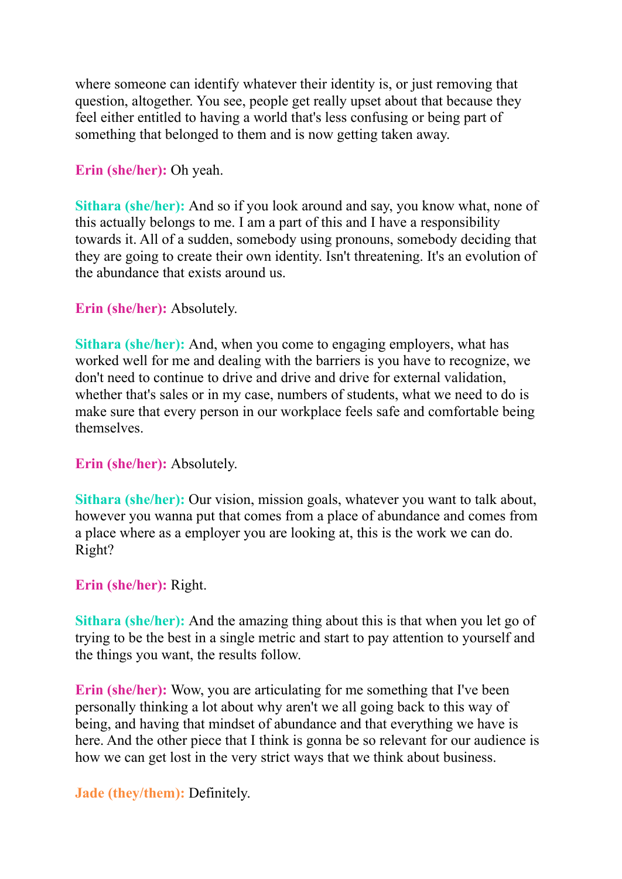where someone can identify whatever their identity is, or just removing that question, altogether. You see, people get really upset about that because they feel either entitled to having a world that's less confusing or being part of something that belonged to them and is now getting taken away.

**Erin (she/her):** Oh yeah.

**Sithara (she/her):** And so if you look around and say, you know what, none of this actually belongs to me. I am a part of this and I have a responsibility towards it. All of a sudden, somebody using pronouns, somebody deciding that they are going to create their own identity. Isn't threatening. It's an evolution of the abundance that exists around us.

**Erin (she/her):** Absolutely.

**Sithara (she/her):** And, when you come to engaging employers, what has worked well for me and dealing with the barriers is you have to recognize, we don't need to continue to drive and drive and drive for external validation, whether that's sales or in my case, numbers of students, what we need to do is make sure that every person in our workplace feels safe and comfortable being themselves.

**Erin (she/her):** Absolutely.

**Sithara (she/her):** Our vision, mission goals, whatever you want to talk about, however you wanna put that comes from a place of abundance and comes from a place where as a employer you are looking at, this is the work we can do. Right?

**Erin (she/her):** Right.

**Sithara (she/her):** And the amazing thing about this is that when you let go of trying to be the best in a single metric and start to pay attention to yourself and the things you want, the results follow.

**Erin (she/her):** Wow, you are articulating for me something that I've been personally thinking a lot about why aren't we all going back to this way of being, and having that mindset of abundance and that everything we have is here. And the other piece that I think is gonna be so relevant for our audience is how we can get lost in the very strict ways that we think about business.

**Jade (they/them):** Definitely.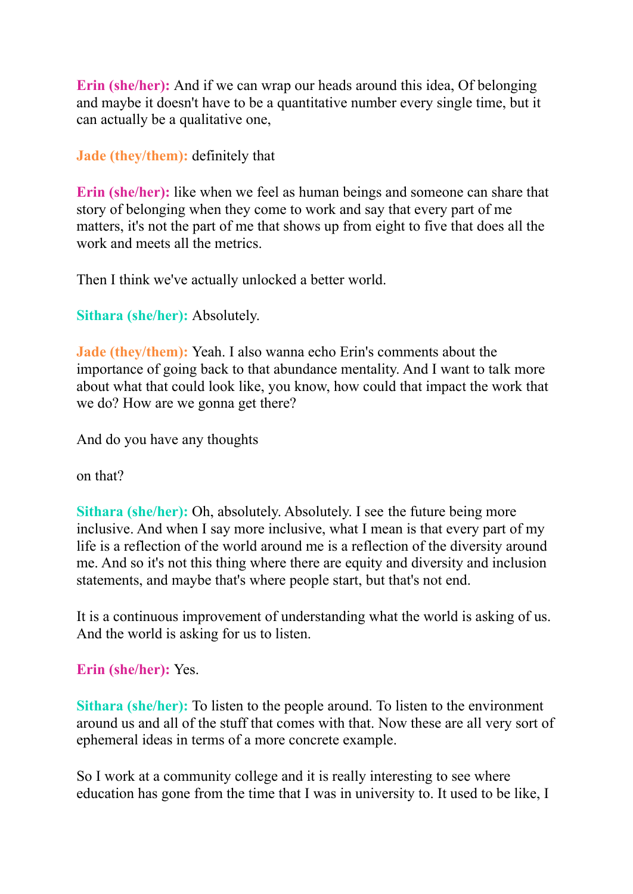**Erin (she/her):** And if we can wrap our heads around this idea, Of belonging and maybe it doesn't have to be a quantitative number every single time, but it can actually be a qualitative one,

**Jade (they/them):** definitely that

**Erin (she/her):** like when we feel as human beings and someone can share that story of belonging when they come to work and say that every part of me matters, it's not the part of me that shows up from eight to five that does all the work and meets all the metrics.

Then I think we've actually unlocked a better world.

**Sithara (she/her):** Absolutely.

**Jade (they/them):** Yeah. I also wanna echo Erin's comments about the importance of going back to that abundance mentality. And I want to talk more about what that could look like, you know, how could that impact the work that we do? How are we gonna get there?

And do you have any thoughts

on that?

**Sithara (she/her):** Oh, absolutely. Absolutely. I see the future being more inclusive. And when I say more inclusive, what I mean is that every part of my life is a reflection of the world around me is a reflection of the diversity around me. And so it's not this thing where there are equity and diversity and inclusion statements, and maybe that's where people start, but that's not end.

It is a continuous improvement of understanding what the world is asking of us. And the world is asking for us to listen.

**Erin (she/her):** Yes.

**Sithara (she/her):** To listen to the people around. To listen to the environment around us and all of the stuff that comes with that. Now these are all very sort of ephemeral ideas in terms of a more concrete example.

So I work at a community college and it is really interesting to see where education has gone from the time that I was in university to. It used to be like, I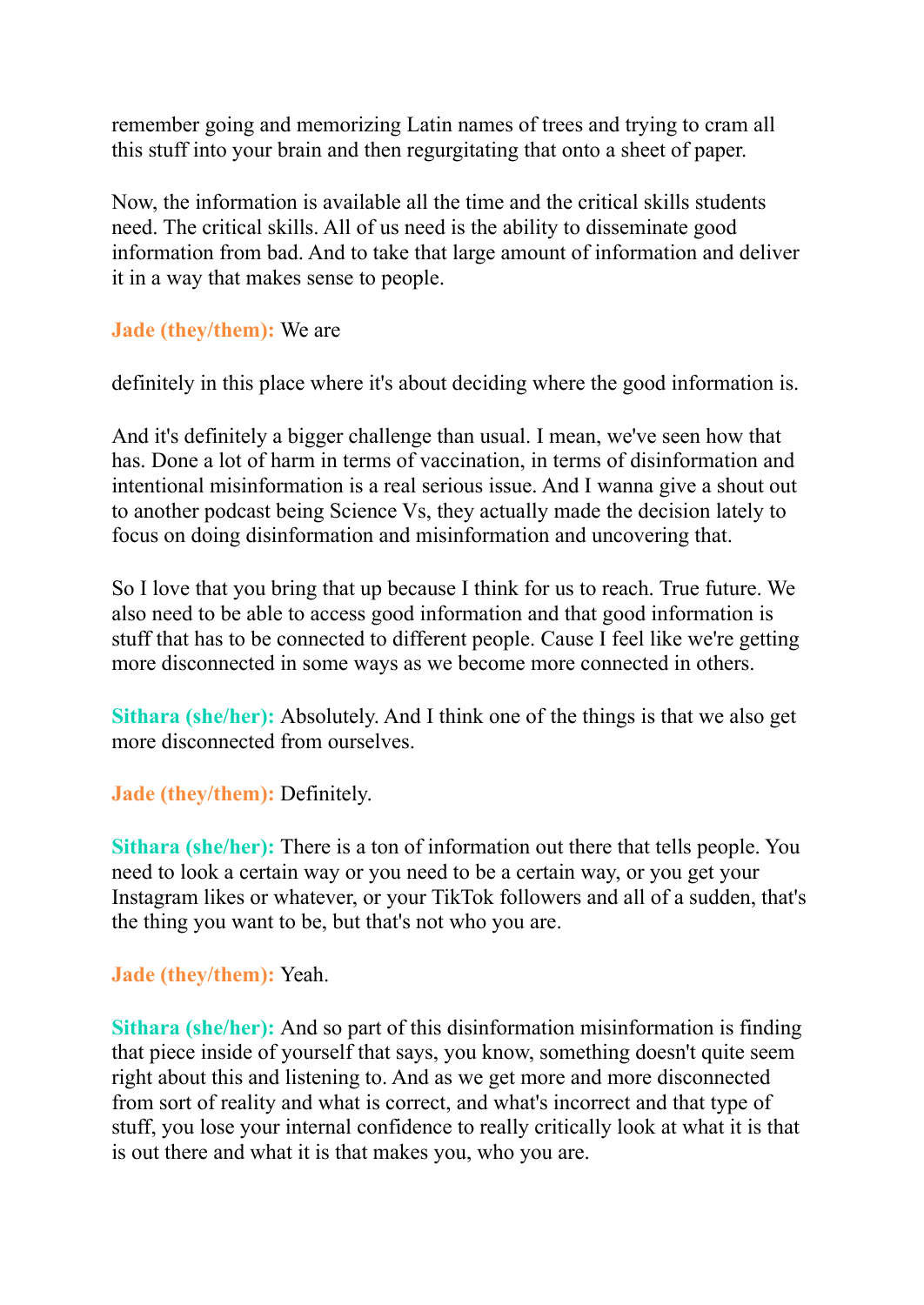remember going and memorizing Latin names of trees and trying to cram all this stuff into your brain and then regurgitating that onto a sheet of paper.

Now, the information is available all the time and the critical skills students need. The critical skills. All of us need is the ability to disseminate good information from bad. And to take that large amount of information and deliver it in a way that makes sense to people.

**Jade (they/them):** We are

definitely in this place where it's about deciding where the good information is.

And it's definitely a bigger challenge than usual. I mean, we've seen how that has. Done a lot of harm in terms of vaccination, in terms of disinformation and intentional misinformation is a real serious issue. And I wanna give a shout out to another podcast being Science Vs, they actually made the decision lately to focus on doing disinformation and misinformation and uncovering that.

So I love that you bring that up because I think for us to reach. True future. We also need to be able to access good information and that good information is stuff that has to be connected to different people. Cause I feel like we're getting more disconnected in some ways as we become more connected in others.

**Sithara (she/her):** Absolutely. And I think one of the things is that we also get more disconnected from ourselves.

**Jade (they/them):** Definitely.

**Sithara (she/her):** There is a ton of information out there that tells people. You need to look a certain way or you need to be a certain way, or you get your Instagram likes or whatever, or your TikTok followers and all of a sudden, that's the thing you want to be, but that's not who you are.

**Jade (they/them):** Yeah.

**Sithara (she/her):** And so part of this disinformation misinformation is finding that piece inside of yourself that says, you know, something doesn't quite seem right about this and listening to. And as we get more and more disconnected from sort of reality and what is correct, and what's incorrect and that type of stuff, you lose your internal confidence to really critically look at what it is that is out there and what it is that makes you, who you are.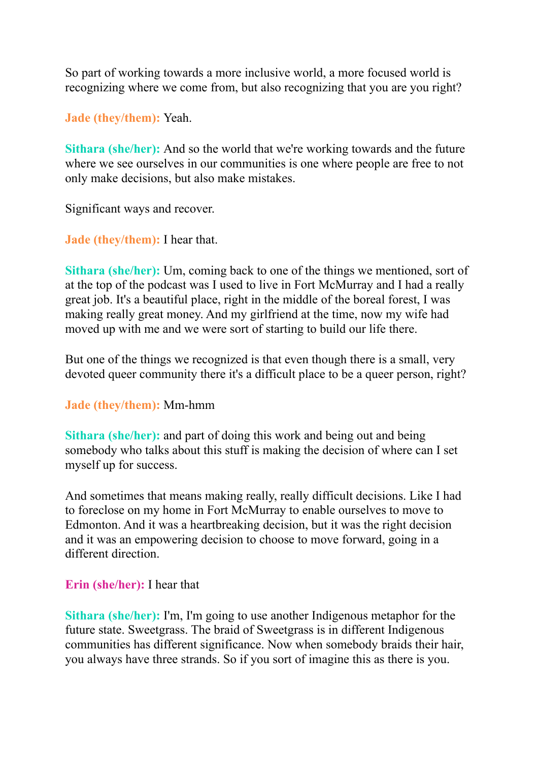So part of working towards a more inclusive world, a more focused world is recognizing where we come from, but also recognizing that you are you right?

**Jade (they/them):** Yeah.

**Sithara (she/her):** And so the world that we're working towards and the future where we see ourselves in our communities is one where people are free to not only make decisions, but also make mistakes.

Significant ways and recover.

**Jade (they/them):** I hear that.

**Sithara (she/her):** Um, coming back to one of the things we mentioned, sort of at the top of the podcast was I used to live in Fort McMurray and I had a really great job. It's a beautiful place, right in the middle of the boreal forest, I was making really great money. And my girlfriend at the time, now my wife had moved up with me and we were sort of starting to build our life there.

But one of the things we recognized is that even though there is a small, very devoted queer community there it's a difficult place to be a queer person, right?

**Jade (they/them):** Mm-hmm

**Sithara (she/her):** and part of doing this work and being out and being somebody who talks about this stuff is making the decision of where can I set myself up for success.

And sometimes that means making really, really difficult decisions. Like I had to foreclose on my home in Fort McMurray to enable ourselves to move to Edmonton. And it was a heartbreaking decision, but it was the right decision and it was an empowering decision to choose to move forward, going in a different direction.

**Erin (she/her):** I hear that

**Sithara (she/her):** I'm, I'm going to use another Indigenous metaphor for the future state. Sweetgrass. The braid of Sweetgrass is in different Indigenous communities has different significance. Now when somebody braids their hair, you always have three strands. So if you sort of imagine this as there is you.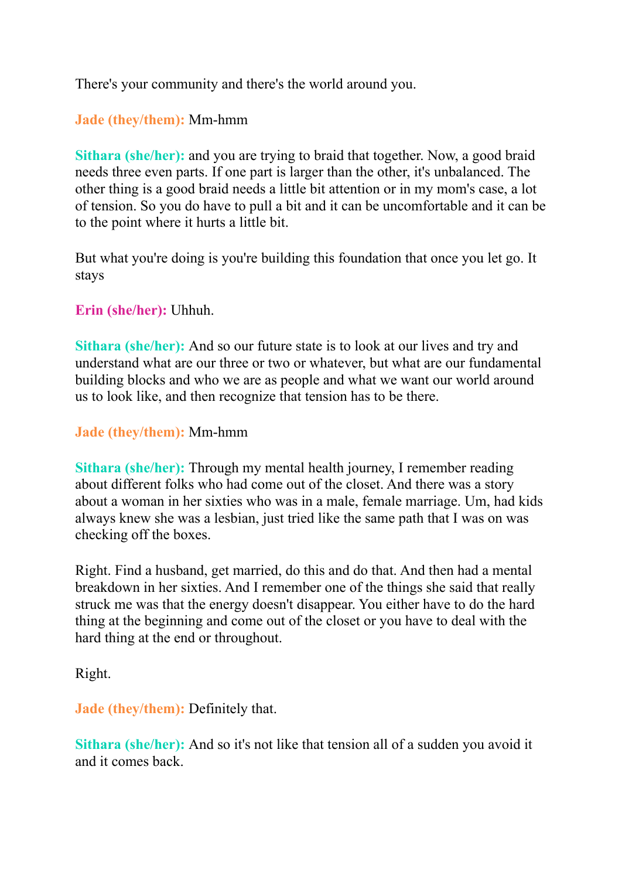There's your community and there's the world around you.

**Jade (they/them):** Mm-hmm

**Sithara (she/her):** and you are trying to braid that together. Now, a good braid needs three even parts. If one part is larger than the other, it's unbalanced. The other thing is a good braid needs a little bit attention or in my mom's case, a lot of tension. So you do have to pull a bit and it can be uncomfortable and it can be to the point where it hurts a little bit.

But what you're doing is you're building this foundation that once you let go. It stays

**Erin (she/her):** Uhhuh.

**Sithara (she/her):** And so our future state is to look at our lives and try and understand what are our three or two or whatever, but what are our fundamental building blocks and who we are as people and what we want our world around us to look like, and then recognize that tension has to be there.

**Jade (they/them):** Mm-hmm

**Sithara (she/her):** Through my mental health journey, I remember reading about different folks who had come out of the closet. And there was a story about a woman in her sixties who was in a male, female marriage. Um, had kids always knew she was a lesbian, just tried like the same path that I was on was checking off the boxes.

Right. Find a husband, get married, do this and do that. And then had a mental breakdown in her sixties. And I remember one of the things she said that really struck me was that the energy doesn't disappear. You either have to do the hard thing at the beginning and come out of the closet or you have to deal with the hard thing at the end or throughout.

Right.

**Jade (they/them):** Definitely that.

**Sithara (she/her):** And so it's not like that tension all of a sudden you avoid it and it comes back.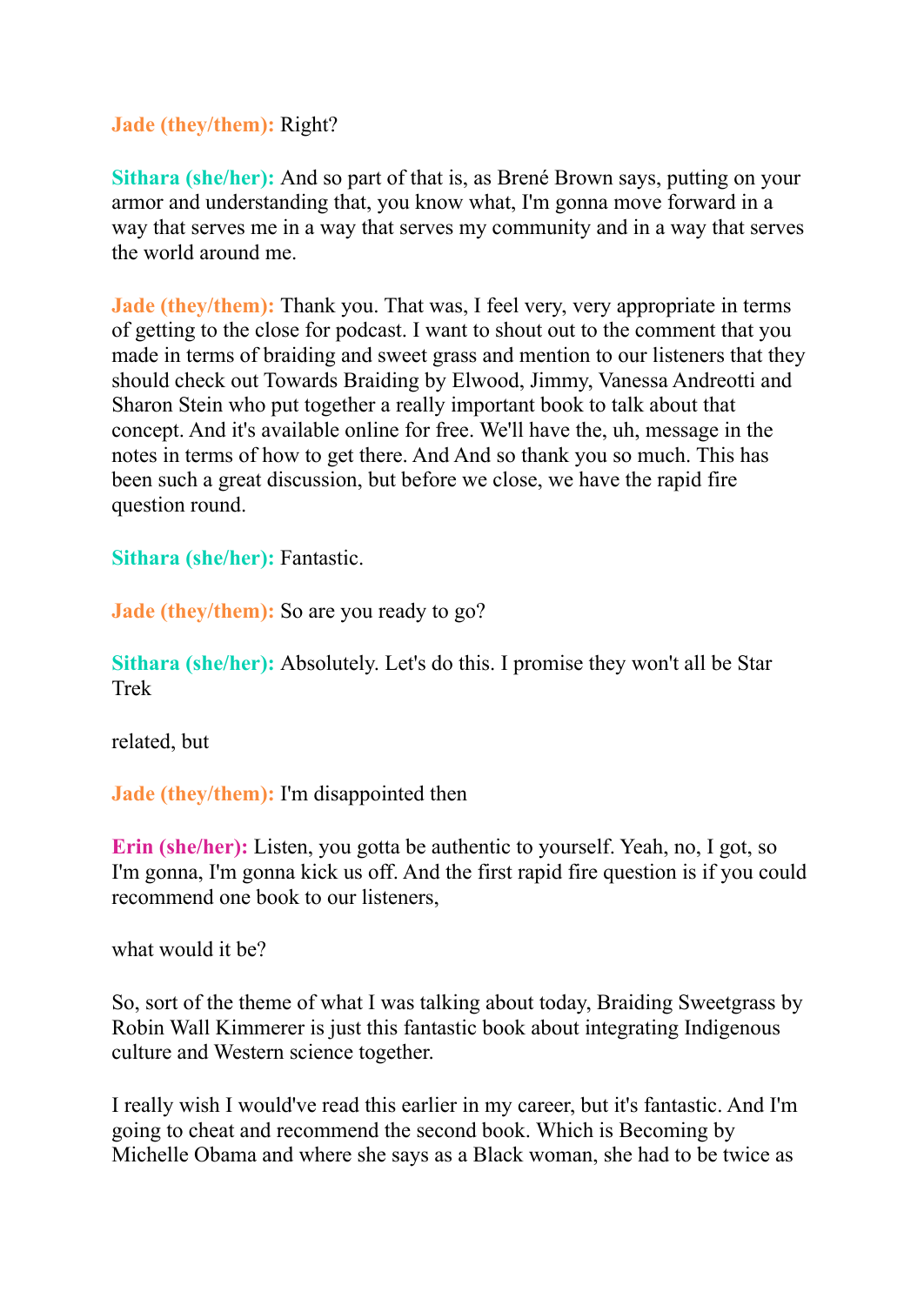**Jade (they/them):** Right?

**Sithara (she/her):** And so part of that is, as Brené Brown says, putting on your armor and understanding that, you know what, I'm gonna move forward in a way that serves me in a way that serves my community and in a way that serves the world around me.

**Jade (they/them):** Thank you. That was, I feel very, very appropriate in terms of getting to the close for podcast. I want to shout out to the comment that you made in terms of braiding and sweet grass and mention to our listeners that they should check out Towards Braiding by Elwood, Jimmy, Vanessa Andreotti and Sharon Stein who put together a really important book to talk about that concept. And it's available online for free. We'll have the, uh, message in the notes in terms of how to get there. And And so thank you so much. This has been such a great discussion, but before we close, we have the rapid fire question round.

**Sithara (she/her):** Fantastic.

**Jade (they/them):** So are you ready to go?

**Sithara (she/her):** Absolutely. Let's do this. I promise they won't all be Star Trek

related, but

**Jade (they/them):** I'm disappointed then

**Erin (she/her):** Listen, you gotta be authentic to yourself. Yeah, no, I got, so I'm gonna, I'm gonna kick us off. And the first rapid fire question is if you could recommend one book to our listeners,

what would it be?

So, sort of the theme of what I was talking about today, Braiding Sweetgrass by Robin Wall Kimmerer is just this fantastic book about integrating Indigenous culture and Western science together.

I really wish I would've read this earlier in my career, but it's fantastic. And I'm going to cheat and recommend the second book. Which is Becoming by Michelle Obama and where she says as a Black woman, she had to be twice as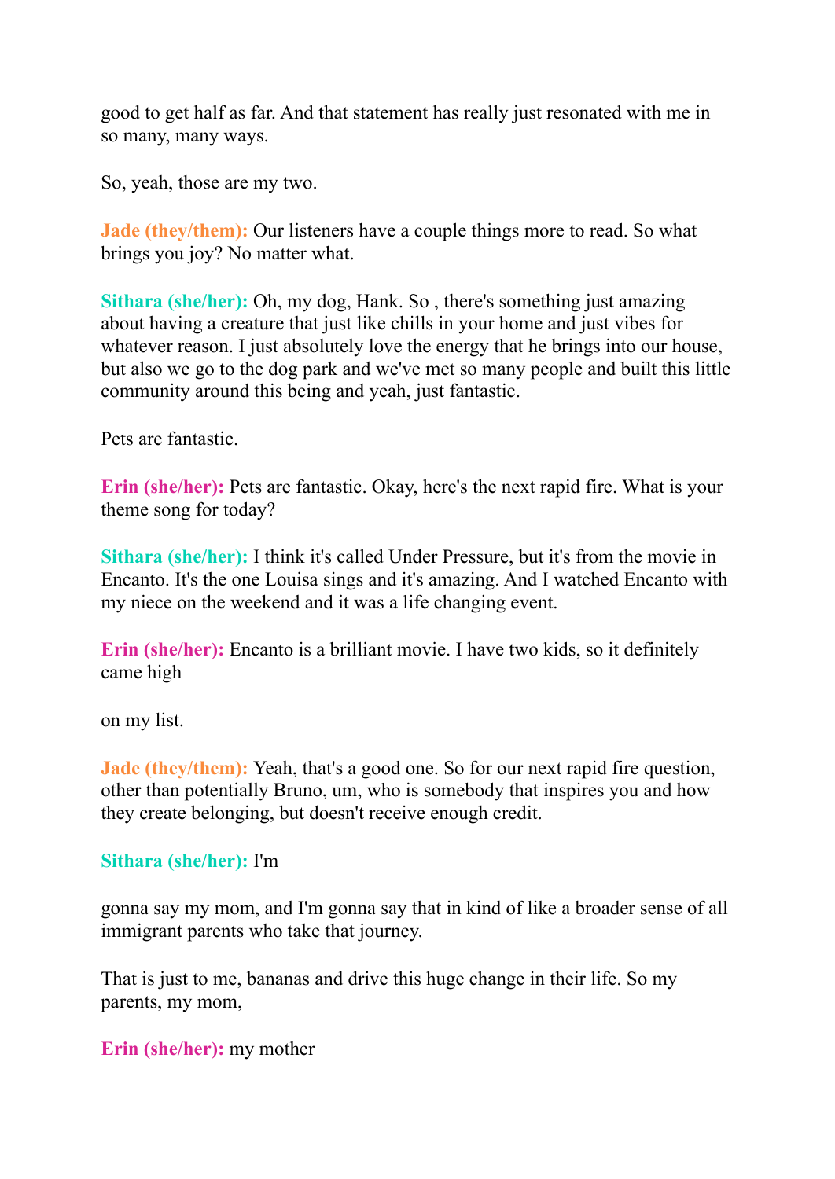good to get half as far. And that statement has really just resonated with me in so many, many ways.

So, yeah, those are my two.

**Jade (they/them):** Our listeners have a couple things more to read. So what brings you joy? No matter what.

**Sithara (she/her):** Oh, my dog, Hank. So , there's something just amazing about having a creature that just like chills in your home and just vibes for whatever reason. I just absolutely love the energy that he brings into our house, but also we go to the dog park and we've met so many people and built this little community around this being and yeah, just fantastic.

Pets are fantastic.

**Erin (she/her):** Pets are fantastic. Okay, here's the next rapid fire. What is your theme song for today?

**Sithara (she/her):** I think it's called Under Pressure, but it's from the movie in Encanto. It's the one Louisa sings and it's amazing. And I watched Encanto with my niece on the weekend and it was a life changing event.

**Erin (she/her):** Encanto is a brilliant movie. I have two kids, so it definitely came high

on my list.

**Jade (they/them):** Yeah, that's a good one. So for our next rapid fire question, other than potentially Bruno, um, who is somebody that inspires you and how they create belonging, but doesn't receive enough credit.

**Sithara (she/her):** I'm

gonna say my mom, and I'm gonna say that in kind of like a broader sense of all immigrant parents who take that journey.

That is just to me, bananas and drive this huge change in their life. So my parents, my mom,

**Erin (she/her):** my mother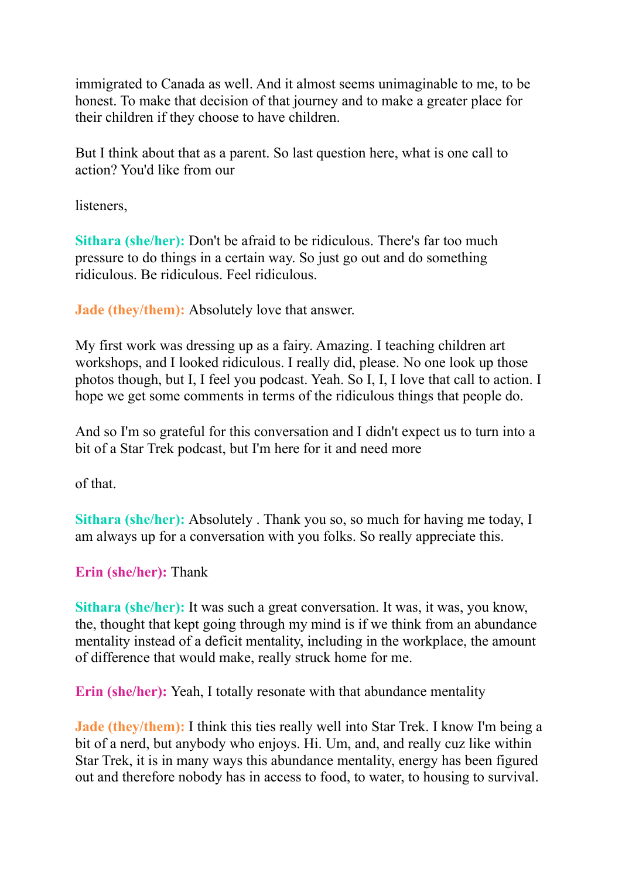immigrated to Canada as well. And it almost seems unimaginable to me, to be honest. To make that decision of that journey and to make a greater place for their children if they choose to have children.

But I think about that as a parent. So last question here, what is one call to action? You'd like from our

listeners,

**Sithara (she/her):** Don't be afraid to be ridiculous. There's far too much pressure to do things in a certain way. So just go out and do something ridiculous. Be ridiculous. Feel ridiculous.

**Jade (they/them):** Absolutely love that answer.

My first work was dressing up as a fairy. Amazing. I teaching children art workshops, and I looked ridiculous. I really did, please. No one look up those photos though, but I, I feel you podcast. Yeah. So I, I, I love that call to action. I hope we get some comments in terms of the ridiculous things that people do.

And so I'm so grateful for this conversation and I didn't expect us to turn into a bit of a Star Trek podcast, but I'm here for it and need more

of that.

**Sithara (she/her):** Absolutely . Thank you so, so much for having me today, I am always up for a conversation with you folks. So really appreciate this.

**Erin (she/her):** Thank

**Sithara (she/her):** It was such a great conversation. It was, it was, you know, the, thought that kept going through my mind is if we think from an abundance mentality instead of a deficit mentality, including in the workplace, the amount of difference that would make, really struck home for me.

**Erin (she/her):** Yeah, I totally resonate with that abundance mentality

**Jade (they/them):** I think this ties really well into Star Trek. I know I'm being a bit of a nerd, but anybody who enjoys. Hi. Um, and, and really cuz like within Star Trek, it is in many ways this abundance mentality, energy has been figured out and therefore nobody has in access to food, to water, to housing to survival.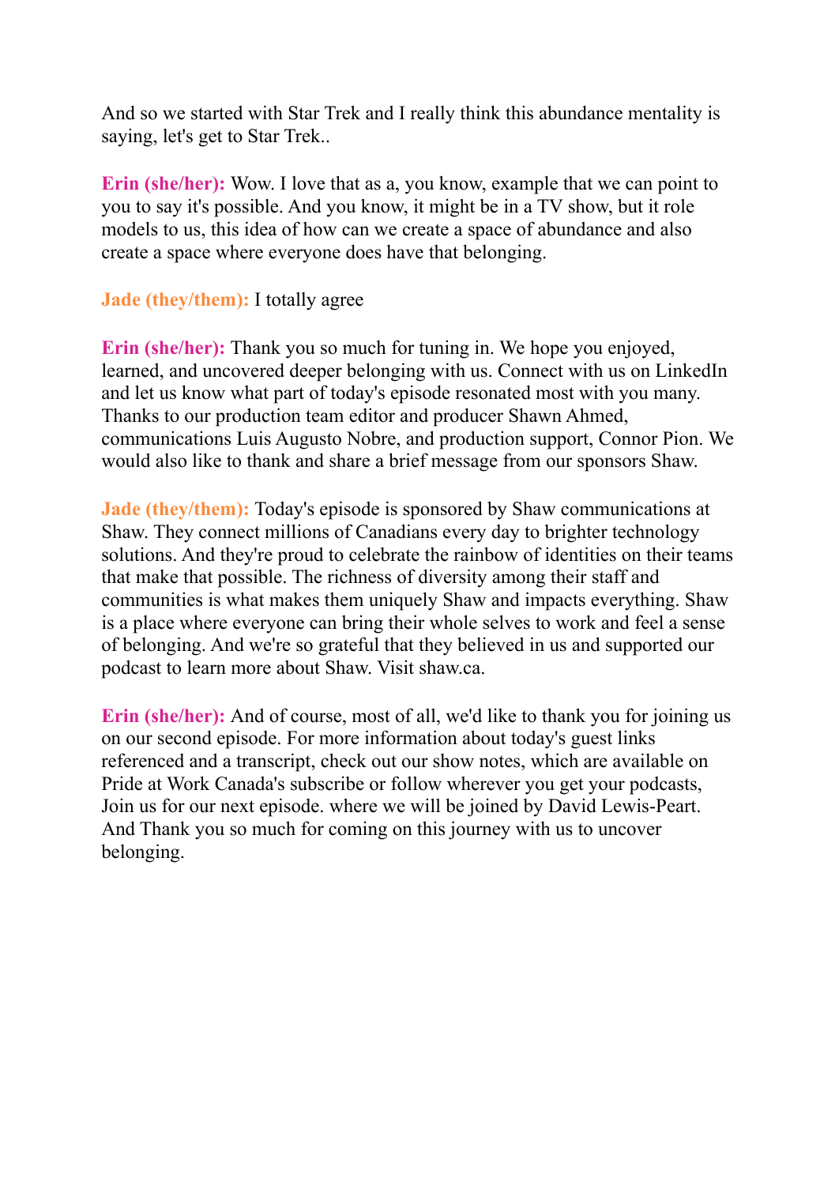And so we started with Star Trek and I really think this abundance mentality is saying, let's get to Star Trek..

**Erin (she/her):** Wow. I love that as a, you know, example that we can point to you to say it's possible. And you know, it might be in a TV show, but it role models to us, this idea of how can we create a space of abundance and also create a space where everyone does have that belonging.

**Jade (they/them):** I totally agree

**Erin (she/her):** Thank you so much for tuning in. We hope you enjoyed, learned, and uncovered deeper belonging with us. Connect with us on LinkedIn and let us know what part of today's episode resonated most with you many. Thanks to our production team editor and producer Shawn Ahmed, communications Luis Augusto Nobre, and production support, Connor Pion. We would also like to thank and share a brief message from our sponsors Shaw.

**Jade (they/them):** Today's episode is sponsored by Shaw communications at Shaw. They connect millions of Canadians every day to brighter technology solutions. And they're proud to celebrate the rainbow of identities on their teams that make that possible. The richness of diversity among their staff and communities is what makes them uniquely Shaw and impacts everything. Shaw is a place where everyone can bring their whole selves to work and feel a sense of belonging. And we're so grateful that they believed in us and supported our podcast to learn more about Shaw. Visit shaw.ca.

**Erin (she/her):** And of course, most of all, we'd like to thank you for joining us on our second episode. For more information about today's guest links referenced and a transcript, check out our show notes, which are available on Pride at Work Canada's subscribe or follow wherever you get your podcasts, Join us for our next episode. where we will be joined by David Lewis-Peart. And Thank you so much for coming on this journey with us to uncover belonging.